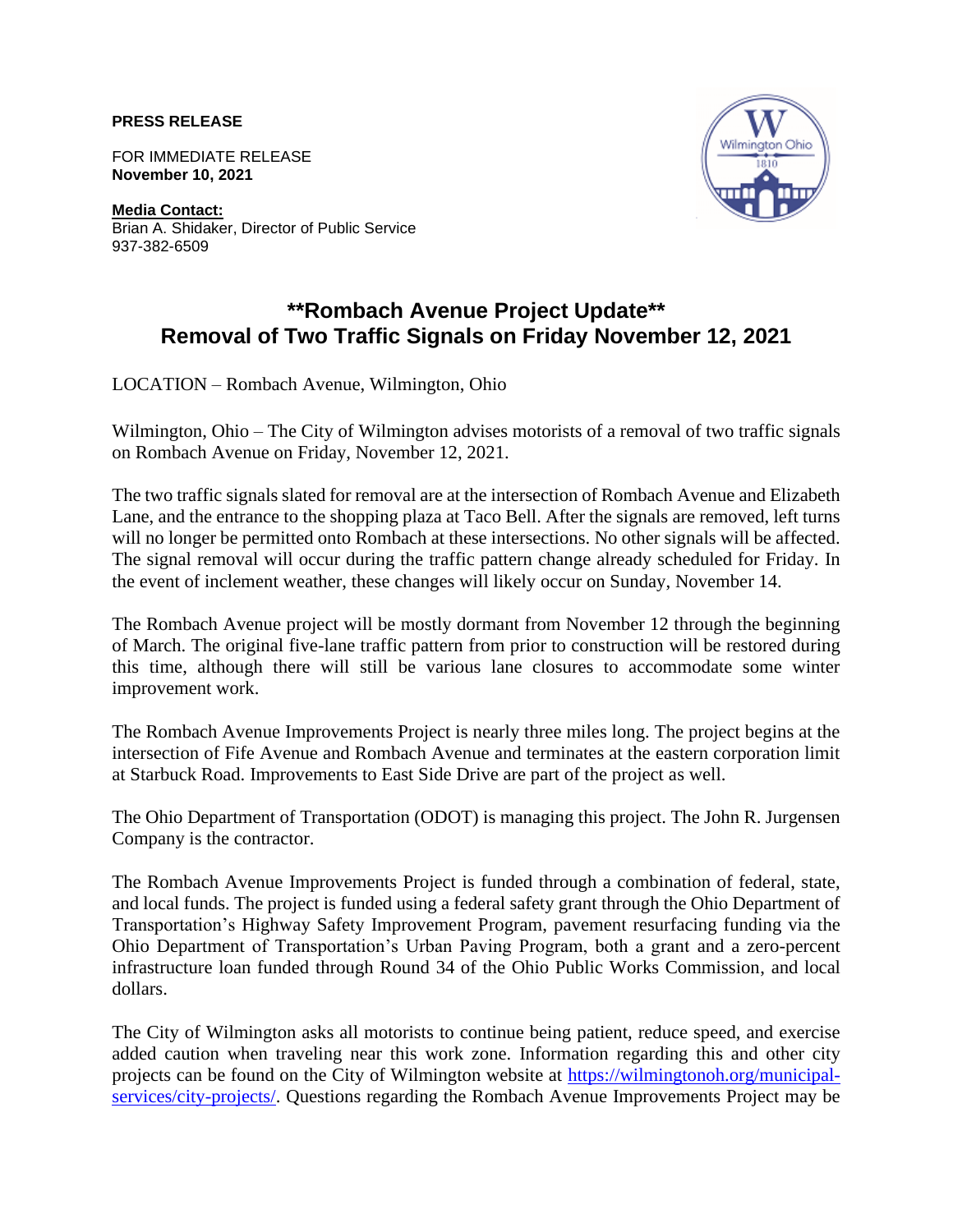**PRESS RELEASE**

FOR IMMEDIATE RELEASE
**November 10, 2021**

**Media Contact:**
Brian A. Shidaker, Director of Public Service
937-382-6509

# **Rombach Avenue Project Update**
# Removal of Two Traffic Signals on Friday November 12, 2021

LOCATION – Rombach Avenue, Wilmington, Ohio

Wilmington, Ohio – The City of Wilmington advises motorists of a removal of two traffic signals on Rombach Avenue on Friday, November 12, 2021.

The two traffic signals slated for removal are at the intersection of Rombach Avenue and Elizabeth Lane, and the entrance to the shopping plaza at Taco Bell. After the signals are removed, left turns will no longer be permitted onto Rombach at these intersections. No other signals will be affected. The signal removal will occur during the traffic pattern change already scheduled for Friday. In the event of inclement weather, these changes will likely occur on Sunday, November 14.

The Rombach Avenue project will be mostly dormant from November 12 through the beginning of March. The original five-lane traffic pattern from prior to construction will be restored during this time, although there will still be various lane closures to accommodate some winter improvement work.

The Rombach Avenue Improvements Project is nearly three miles long. The project begins at the intersection of Fife Avenue and Rombach Avenue and terminates at the eastern corporation limit at Starbuck Road. Improvements to East Side Drive are part of the project as well.

The Ohio Department of Transportation (ODOT) is managing this project. The John R. Jurgensen Company is the contractor.

The Rombach Avenue Improvements Project is funded through a combination of federal, state, and local funds. The project is funded using a federal safety grant through the Ohio Department of Transportation's Highway Safety Improvement Program, pavement resurfacing funding via the Ohio Department of Transportation's Urban Paving Program, both a grant and a zero-percent infrastructure loan funded through Round 34 of the Ohio Public Works Commission, and local dollars.

The City of Wilmington asks all motorists to continue being patient, reduce speed, and exercise added caution when traveling near this work zone. Information regarding this and other city projects can be found on the City of Wilmington website at https://wilmingtonoh.org/municipal-services/city-projects/. Questions regarding the Rombach Avenue Improvements Project may be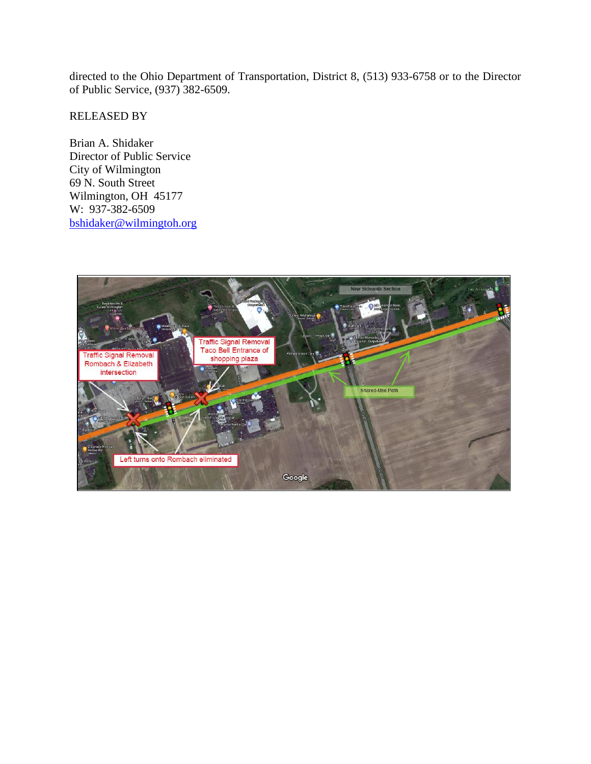directed to the Ohio Department of Transportation, District 8, (513) 933-6758 or to the Director of Public Service, (937) 382-6509.

RELEASED BY

Brian A. Shidaker
Director of Public Service
City of Wilmington
69 N. South Street
Wilmington, OH 45177
W: 937-382-6509
bshidaker@wilmingtoh.org

Traffic Signal Removal Rombach & Elizabeth intersection

Traffic Signal Removal Taco Bell Entrance of shopping plaza

Left turns onto Rombach eliminated

New Sidewalk Section

Shared-Use Path